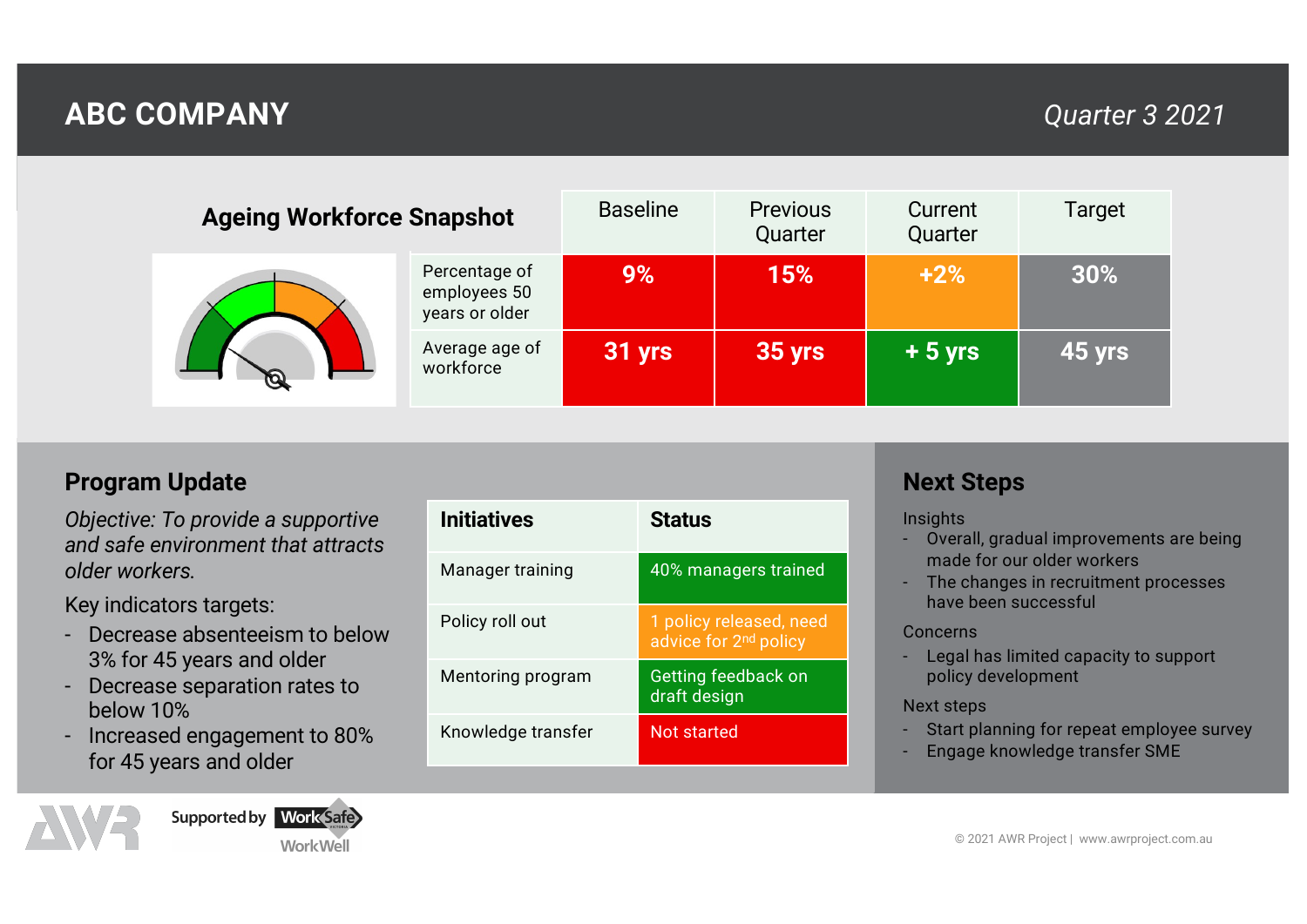# ABC COMPANY

*Quarter 3 2021*

## Ageing Workforce Snapshot

| | Baseline | Previous Quarter | Current Quarter | Target |
|---|---|---|---|---|
| Percentage of employees 50 years or older | 9% | 15% | +2% | 30% |
| Average age of workforce | 31 yrs | 35 yrs | + 5 yrs | 45 yrs |

## Program Update

*Objective: To provide a supportive and safe environment that attracts older workers.*

Key indicators targets:

- Decrease absenteeism to below 3% for 45 years and older
- Decrease separation rates to below 10%
- Increased engagement to 80% for 45 years and older

| Initiatives | Status |
|---|---|
| Manager training | 40% managers trained |
| Policy roll out | 1 policy released, need advice for 2nd policy |
| Mentoring program | Getting feedback on draft design |
| Knowledge transfer | Not started |

## Next Steps

Insights

- Overall, gradual improvements are being made for our older workers
- The changes in recruitment processes have been successful

Concerns

- Legal has limited capacity to support policy development

Next steps

- Start planning for repeat employee survey
- Engage knowledge transfer SME

Supported by WorkSafe WorkWell

© 2021 AWR Project | www.awrproject.com.au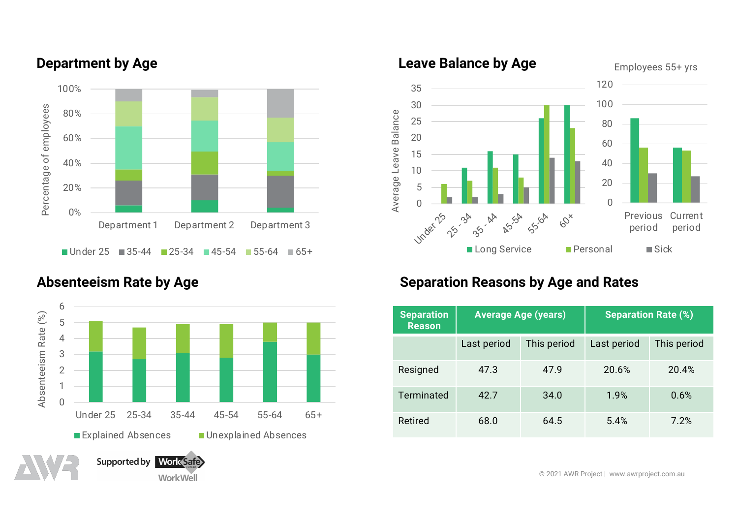## Department by Age

100%
80%
60%
40%
20%
0%

Percentage of employees

Department 1
Department 2
Department 3

Under 25 35-44 25-34 45-54 55-64 65+

## Leave Balance by Age

Average Leave Balance

35
30
25
20
15
10
5
0

Under 25
25 - 34
35 - 44
45-54
55-64
60+

Employees 55+ yrs

120
100
80
60
40
20
0

Previous period
Current period

Long Service Personal Sick

## Absenteeism Rate by Age

Absenteeism Rate (%)

6
5
4
3
2
1
0

Under 25
25-34
35-44
45-54
55-64
65+

Explained Absences Unexplained Absences

## Separation Reasons by Age and Rates

| Separation Reason | Average Age (years) | | Separation Rate (%) | |
|---|---|---|---|---|
| | Last period | This period | Last period | This period |
| Resigned | 47.3 | 47.9 | 20.6% | 20.4% |
| Terminated | 42.7 | 34.0 | 1.9% | 0.6% |
| Retired | 68.0 | 64.5 | 5.4% | 7.2% |

Supported by WorkSafe WorkWell

© 2021 AWR Project | www.awrproject.com.au